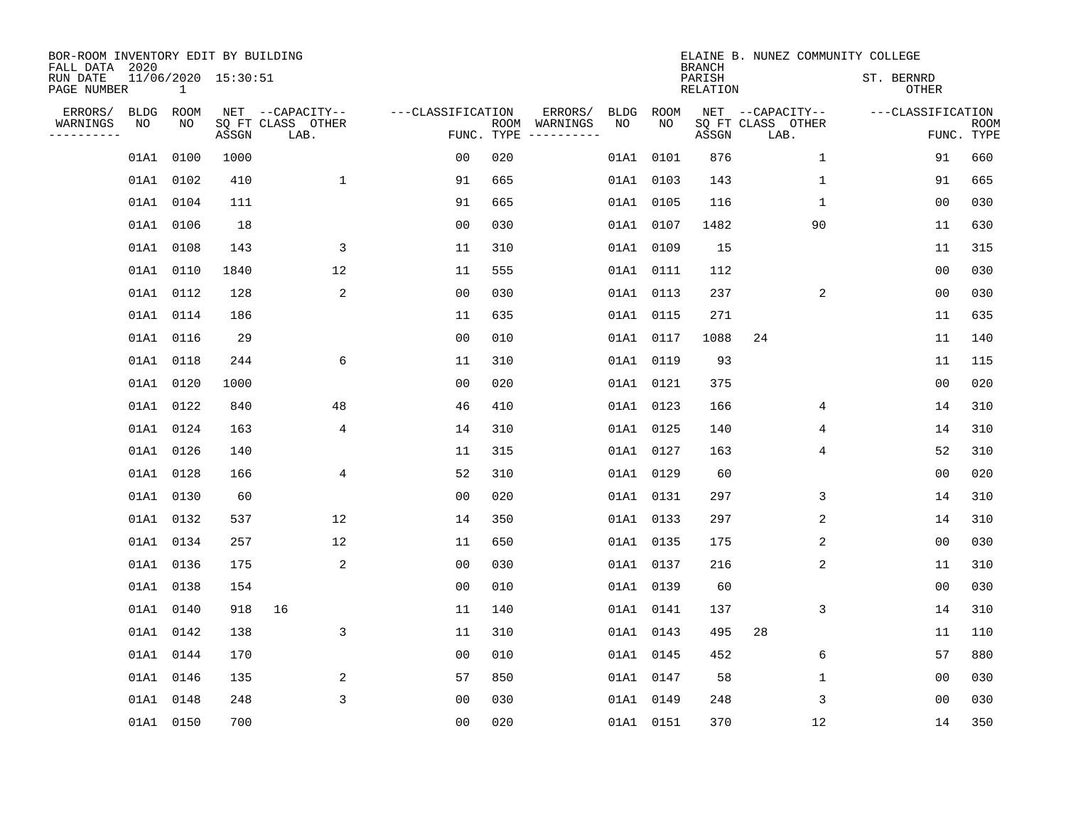BOR-ROOM INVENTORY EDIT BY BUILDING
FALL DATA 2020
RUN DATE 11/06/2020 15:30:51
PAGE NUMBER 1

ELAINE B. NUNEZ COMMUNITY COLLEGE
BRANCH
PARISH ST. BERNRD
RELATION OTHER

| ERRORS/ WARNINGS | BLDG NO | ROOM NO | NET SQ FT ASSGN | CAPACITY CLASS LAB. | CAPACITY OTHER | CLASSIFICATION FUNC. | ROOM TYPE | ERRORS/ WARNINGS | BLDG NO | ROOM NO | NET SQ FT ASSGN | CAPACITY CLASS LAB. | CAPACITY OTHER | CLASSIFICATION FUNC. | ROOM TYPE |
|---|---|---|---|---|---|---|---|---|---|---|---|---|---|---|---|
| | 01A1 | 0100 | 1000 | | | 00 | 020 | | 01A1 | 0101 | 876 | | 1 | 91 | 660 |
| | 01A1 | 0102 | 410 | | 1 | 91 | 665 | | 01A1 | 0103 | 143 | | 1 | 91 | 665 |
| | 01A1 | 0104 | 111 | | | 91 | 665 | | 01A1 | 0105 | 116 | | 1 | 00 | 030 |
| | 01A1 | 0106 | 18 | | | 00 | 030 | | 01A1 | 0107 | 1482 | | 90 | 11 | 630 |
| | 01A1 | 0108 | 143 | | 3 | 11 | 310 | | 01A1 | 0109 | 15 | | | 11 | 315 |
| | 01A1 | 0110 | 1840 | | 12 | 11 | 555 | | 01A1 | 0111 | 112 | | | 00 | 030 |
| | 01A1 | 0112 | 128 | | 2 | 00 | 030 | | 01A1 | 0113 | 237 | | 2 | 00 | 030 |
| | 01A1 | 0114 | 186 | | | 11 | 635 | | 01A1 | 0115 | 271 | | | 11 | 635 |
| | 01A1 | 0116 | 29 | | | 00 | 010 | | 01A1 | 0117 | 1088 | 24 | | 11 | 140 |
| | 01A1 | 0118 | 244 | | 6 | 11 | 310 | | 01A1 | 0119 | 93 | | | 11 | 115 |
| | 01A1 | 0120 | 1000 | | | 00 | 020 | | 01A1 | 0121 | 375 | | | 00 | 020 |
| | 01A1 | 0122 | 840 | | 48 | 46 | 410 | | 01A1 | 0123 | 166 | | 4 | 14 | 310 |
| | 01A1 | 0124 | 163 | | 4 | 14 | 310 | | 01A1 | 0125 | 140 | | 4 | 14 | 310 |
| | 01A1 | 0126 | 140 | | | 11 | 315 | | 01A1 | 0127 | 163 | | 4 | 52 | 310 |
| | 01A1 | 0128 | 166 | | 4 | 52 | 310 | | 01A1 | 0129 | 60 | | | 00 | 020 |
| | 01A1 | 0130 | 60 | | | 00 | 020 | | 01A1 | 0131 | 297 | | 3 | 14 | 310 |
| | 01A1 | 0132 | 537 | | 12 | 14 | 350 | | 01A1 | 0133 | 297 | | 2 | 14 | 310 |
| | 01A1 | 0134 | 257 | | 12 | 11 | 650 | | 01A1 | 0135 | 175 | | 2 | 00 | 030 |
| | 01A1 | 0136 | 175 | | 2 | 00 | 030 | | 01A1 | 0137 | 216 | | 2 | 11 | 310 |
| | 01A1 | 0138 | 154 | | | 00 | 010 | | 01A1 | 0139 | 60 | | | 00 | 030 |
| | 01A1 | 0140 | 918 | 16 | | 11 | 140 | | 01A1 | 0141 | 137 | | 3 | 14 | 310 |
| | 01A1 | 0142 | 138 | | 3 | 11 | 310 | | 01A1 | 0143 | 495 | 28 | | 11 | 110 |
| | 01A1 | 0144 | 170 | | | 00 | 010 | | 01A1 | 0145 | 452 | | 6 | 57 | 880 |
| | 01A1 | 0146 | 135 | | 2 | 57 | 850 | | 01A1 | 0147 | 58 | | 1 | 00 | 030 |
| | 01A1 | 0148 | 248 | | 3 | 00 | 030 | | 01A1 | 0149 | 248 | | 3 | 00 | 030 |
| | 01A1 | 0150 | 700 | | | 00 | 020 | | 01A1 | 0151 | 370 | | 12 | 14 | 350 |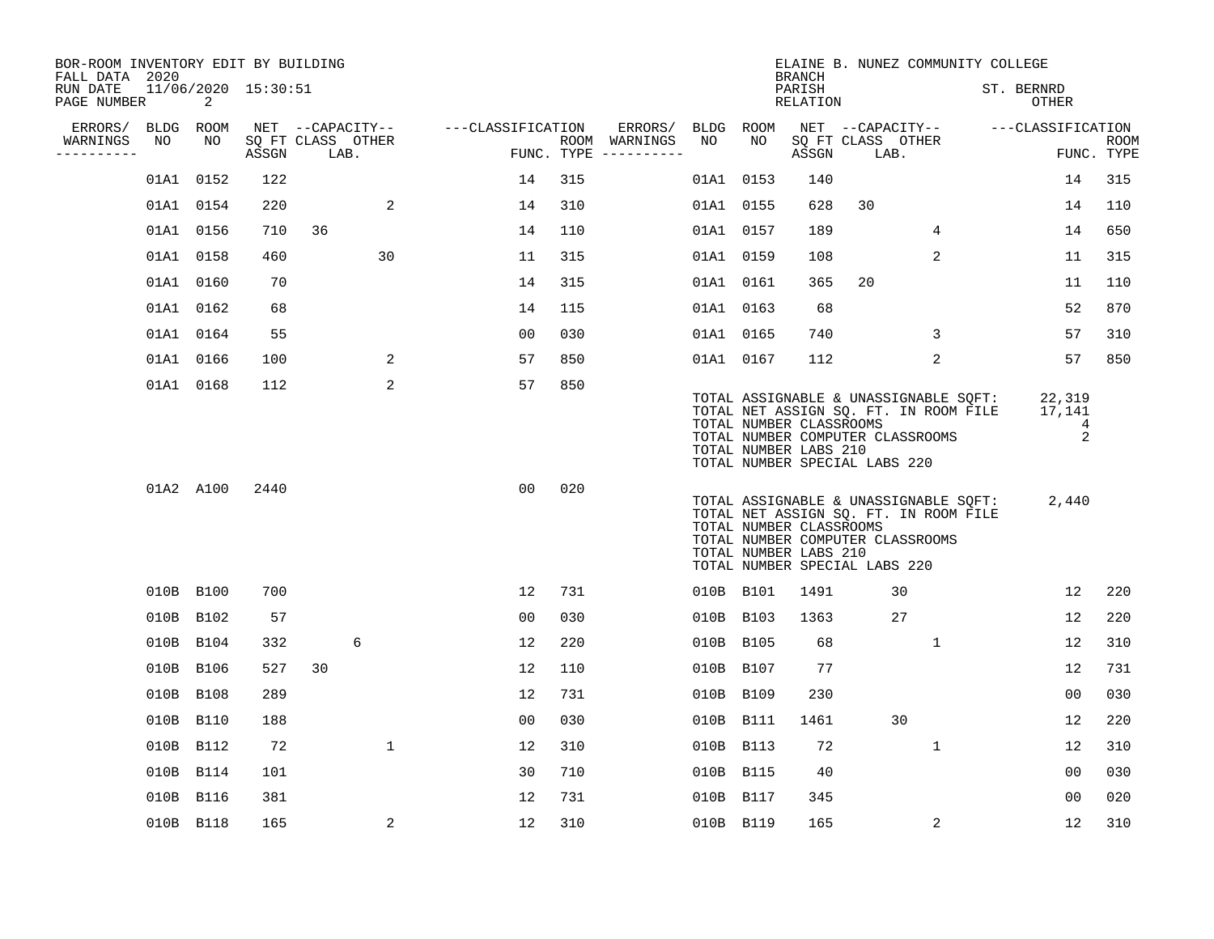BOR-ROOM INVENTORY EDIT BY BUILDING
FALL DATA 2020
RUN DATE 11/06/2020 15:30:51

ELAINE B. NUNEZ COMMUNITY COLLEGE
BRANCH
PARISH ST. BERNRD
RELATION OTHER

| ERRORS/ WARNINGS | BLDG NO | ROOM NO | NET SQ FT ASSGN | CAPACITY CLASS LAB. | CAPACITY OTHER | CLASSIFICATION FUNC. | ROOM TYPE | ERRORS/ WARNINGS | BLDG NO | ROOM NO | NET SQ FT ASSGN | CAPACITY CLASS LAB. | CAPACITY OTHER | CLASSIFICATION FUNC. | ROOM TYPE |
|---|---|---|---|---|---|---|---|---|---|---|---|---|---|---|---|
| | 01A1 | 0152 | 122 | | | 14 | 315 | | 01A1 | 0153 | 140 | | | 14 | 315 |
| | 01A1 | 0154 | 220 | | 2 | 14 | 310 | | 01A1 | 0155 | 628 | 30 | | 14 | 110 |
| | 01A1 | 0156 | 710 | 36 | | 14 | 110 | | 01A1 | 0157 | 189 | | 4 | 14 | 650 |
| | 01A1 | 0158 | 460 | | 30 | 11 | 315 | | 01A1 | 0159 | 108 | | 2 | 11 | 315 |
| | 01A1 | 0160 | 70 | | | 14 | 315 | | 01A1 | 0161 | 365 | 20 | | 11 | 110 |
| | 01A1 | 0162 | 68 | | | 14 | 115 | | 01A1 | 0163 | 68 | | | 52 | 870 |
| | 01A1 | 0164 | 55 | | | 00 | 030 | | 01A1 | 0165 | 740 | | 3 | 57 | 310 |
| | 01A1 | 0166 | 100 | | 2 | 57 | 850 | | 01A1 | 0167 | 112 | | 2 | 57 | 850 |
| | 01A1 | 0168 | 112 | | 2 | 57 | 850 | | | | | | | | |

TOTAL ASSIGNABLE & UNASSIGNABLE SQFT: 22,319
TOTAL NET ASSIGN SQ. FT. IN ROOM FILE 17,141
TOTAL NUMBER CLASSROOMS 4
TOTAL NUMBER COMPUTER CLASSROOMS 2
TOTAL NUMBER LABS 210
TOTAL NUMBER SPECIAL LABS 220

| ERRORS/ WARNINGS | BLDG NO | ROOM NO | NET SQ FT ASSGN | CAPACITY CLASS LAB. | CAPACITY OTHER | CLASSIFICATION FUNC. | ROOM TYPE |
|---|---|---|---|---|---|---|---|
| | 01A2 | A100 | 2440 | | | 00 | 020 |

TOTAL ASSIGNABLE & UNASSIGNABLE SQFT: 2,440
TOTAL NET ASSIGN SQ. FT. IN ROOM FILE
TOTAL NUMBER CLASSROOMS
TOTAL NUMBER COMPUTER CLASSROOMS
TOTAL NUMBER LABS 210
TOTAL NUMBER SPECIAL LABS 220

| ERRORS/ WARNINGS | BLDG NO | ROOM NO | NET SQ FT ASSGN | CAPACITY CLASS LAB. | CAPACITY OTHER | CLASSIFICATION FUNC. | ROOM TYPE | ERRORS/ WARNINGS | BLDG NO | ROOM NO | NET SQ FT ASSGN | CAPACITY CLASS LAB. | CAPACITY OTHER | CLASSIFICATION FUNC. | ROOM TYPE |
|---|---|---|---|---|---|---|---|---|---|---|---|---|---|---|---|
| | 010B | B100 | 700 | | | 12 | 731 | | 010B | B101 | 1491 | 30 | | 12 | 220 |
| | 010B | B102 | 57 | | | 00 | 030 | | 010B | B103 | 1363 | 27 | | 12 | 220 |
| | 010B | B104 | 332 | 6 | | 12 | 220 | | 010B | B105 | 68 | | 1 | 12 | 310 |
| | 010B | B106 | 527 | 30 | | 12 | 110 | | 010B | B107 | 77 | | | 12 | 731 |
| | 010B | B108 | 289 | | | 12 | 731 | | 010B | B109 | 230 | | | 00 | 030 |
| | 010B | B110 | 188 | | | 00 | 030 | | 010B | B111 | 1461 | 30 | | 12 | 220 |
| | 010B | B112 | 72 | | 1 | 12 | 310 | | 010B | B113 | 72 | | 1 | 12 | 310 |
| | 010B | B114 | 101 | | | 30 | 710 | | 010B | B115 | 40 | | | 00 | 030 |
| | 010B | B116 | 381 | | | 12 | 731 | | 010B | B117 | 345 | | | 00 | 020 |
| | 010B | B118 | 165 | | 2 | 12 | 310 | | 010B | B119 | 165 | | 2 | 12 | 310 |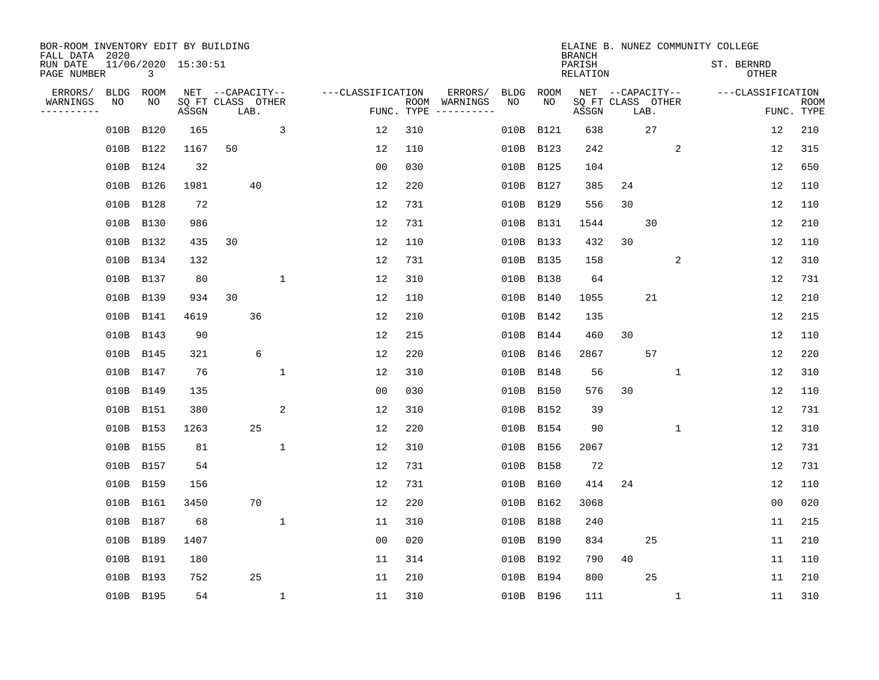BOR-ROOM INVENTORY EDIT BY BUILDING
FALL DATA 2020
RUN DATE 11/06/2020 15:30:51
PAGE NUMBER 3

ELAINE B. NUNEZ COMMUNITY COLLEGE
BRANCH
PARISH ST. BERNRD
RELATION OTHER

| ERRORS/ WARNINGS | BLDG NO | ROOM NO | NET SQ FT ASSGN | CAPACITY CLASS | CAPACITY LAB. | CAPACITY OTHER | CLASSIFICATION FUNC. | ROOM TYPE | ERRORS/ WARNINGS | BLDG NO | ROOM NO | NET SQ FT ASSGN | CAPACITY CLASS | CAPACITY LAB. | CAPACITY OTHER | CLASSIFICATION FUNC. | ROOM TYPE |
|---|---|---|---|---|---|---|---|---|---|---|---|---|---|---|---|---|---|
| | 010B | B120 | 165 | | | 3 | 12 | 310 | | 010B | B121 | 638 | | 27 | | 12 | 210 |
| | 010B | B122 | 1167 | 50 | | | 12 | 110 | | 010B | B123 | 242 | | | 2 | 12 | 315 |
| | 010B | B124 | 32 | | | | 00 | 030 | | 010B | B125 | 104 | | | | 12 | 650 |
| | 010B | B126 | 1981 | | 40 | | 12 | 220 | | 010B | B127 | 385 | 24 | | | 12 | 110 |
| | 010B | B128 | 72 | | | | 12 | 731 | | 010B | B129 | 556 | 30 | | | 12 | 110 |
| | 010B | B130 | 986 | | | | 12 | 731 | | 010B | B131 | 1544 | | 30 | | 12 | 210 |
| | 010B | B132 | 435 | 30 | | | 12 | 110 | | 010B | B133 | 432 | 30 | | | 12 | 110 |
| | 010B | B134 | 132 | | | | 12 | 731 | | 010B | B135 | 158 | | | 2 | 12 | 310 |
| | 010B | B137 | 80 | | | 1 | 12 | 310 | | 010B | B138 | 64 | | | | 12 | 731 |
| | 010B | B139 | 934 | 30 | | | 12 | 110 | | 010B | B140 | 1055 | | 21 | | 12 | 210 |
| | 010B | B141 | 4619 | | 36 | | 12 | 210 | | 010B | B142 | 135 | | | | 12 | 215 |
| | 010B | B143 | 90 | | | | 12 | 215 | | 010B | B144 | 460 | 30 | | | 12 | 110 |
| | 010B | B145 | 321 | | 6 | | 12 | 220 | | 010B | B146 | 2867 | | 57 | | 12 | 220 |
| | 010B | B147 | 76 | | | 1 | 12 | 310 | | 010B | B148 | 56 | | | 1 | 12 | 310 |
| | 010B | B149 | 135 | | | | 00 | 030 | | 010B | B150 | 576 | 30 | | | 12 | 110 |
| | 010B | B151 | 380 | | | 2 | 12 | 310 | | 010B | B152 | 39 | | | | 12 | 731 |
| | 010B | B153 | 1263 | | 25 | | 12 | 220 | | 010B | B154 | 90 | | | 1 | 12 | 310 |
| | 010B | B155 | 81 | | | 1 | 12 | 310 | | 010B | B156 | 2067 | | | | 12 | 731 |
| | 010B | B157 | 54 | | | | 12 | 731 | | 010B | B158 | 72 | | | | 12 | 731 |
| | 010B | B159 | 156 | | | | 12 | 731 | | 010B | B160 | 414 | 24 | | | 12 | 110 |
| | 010B | B161 | 3450 | | 70 | | 12 | 220 | | 010B | B162 | 3068 | | | | 00 | 020 |
| | 010B | B187 | 68 | | | 1 | 11 | 310 | | 010B | B188 | 240 | | | | 11 | 215 |
| | 010B | B189 | 1407 | | | | 00 | 020 | | 010B | B190 | 834 | | 25 | | 11 | 210 |
| | 010B | B191 | 180 | | | | 11 | 314 | | 010B | B192 | 790 | 40 | | | 11 | 110 |
| | 010B | B193 | 752 | | 25 | | 11 | 210 | | 010B | B194 | 800 | | 25 | | 11 | 210 |
| | 010B | B195 | 54 | | | 1 | 11 | 310 | | 010B | B196 | 111 | | | 1 | 11 | 310 |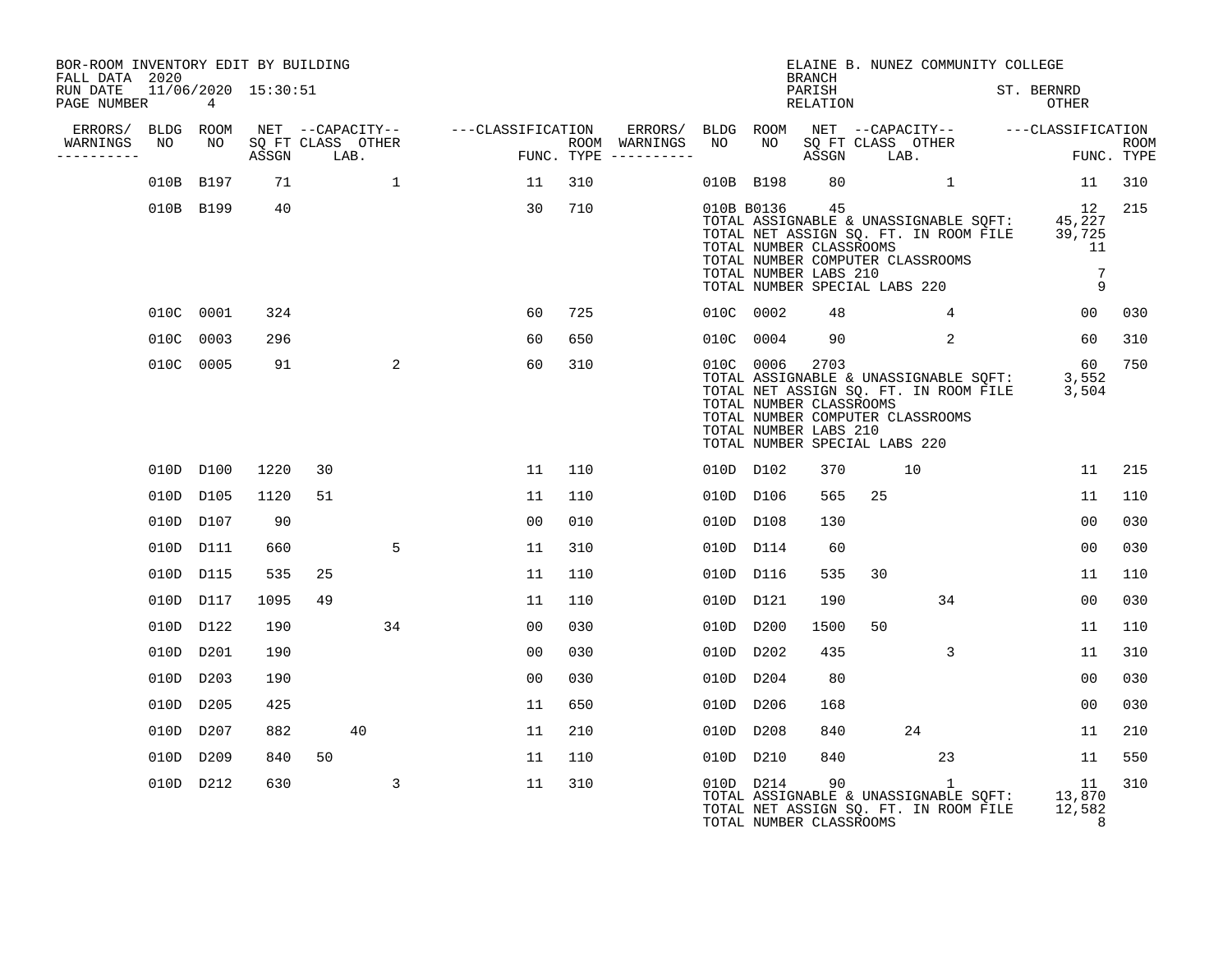BOR-ROOM INVENTORY EDIT BY BUILDING
FALL DATA 2020
RUN DATE 11/06/2020 15:30:51

ELAINE B. NUNEZ COMMUNITY COLLEGE
BRANCH
PARISH ST. BERNRD
RELATION OTHER

| ERRORS/ WARNINGS | BLDG NO | ROOM NO | NET SQ FT ASSGN | CAPACITY CLASS | CAPACITY LAB. | CAPACITY OTHER | CLASSIFICATION FUNC. | ROOM TYPE | ERRORS/ WARNINGS | BLDG NO | ROOM NO | NET SQ FT ASSGN | CAPACITY CLASS | CAPACITY LAB. | CAPACITY OTHER | CLASSIFICATION FUNC. | ROOM TYPE |
|---|---|---|---|---|---|---|---|---|---|---|---|---|---|---|---|---|---|
| | 010B | B197 | 71 | | | 1 | 11 | 310 | | 010B | B198 | 80 | | | 1 | 11 | 310 |
| | 010B | B199 | 40 | | | | 30 | 710 | | 010B | B0136 | 45 | | | | 12 | 215 |

TOTAL ASSIGNABLE & UNASSIGNABLE SQFT: 45,227
TOTAL NET ASSIGN SQ. FT. IN ROOM FILE 39,725
TOTAL NUMBER CLASSROOMS 11
TOTAL NUMBER COMPUTER CLASSROOMS
TOTAL NUMBER LABS 210 7
TOTAL NUMBER SPECIAL LABS 220 9

| ERRORS/ WARNINGS | BLDG NO | ROOM NO | NET SQ FT ASSGN | CAPACITY CLASS | CAPACITY LAB. | CAPACITY OTHER | CLASSIFICATION FUNC. | ROOM TYPE | ERRORS/ WARNINGS | BLDG NO | ROOM NO | NET SQ FT ASSGN | CAPACITY CLASS | CAPACITY LAB. | CAPACITY OTHER | CLASSIFICATION FUNC. | ROOM TYPE |
|---|---|---|---|---|---|---|---|---|---|---|---|---|---|---|---|---|---|
| | 010C | 0001 | 324 | | | | 60 | 725 | | 010C | 0002 | 48 | | | 4 | 00 | 030 |
| | 010C | 0003 | 296 | | | | 60 | 650 | | 010C | 0004 | 90 | | | 2 | 60 | 310 |
| | 010C | 0005 | 91 | | | 2 | 60 | 310 | | 010C | 0006 | 2703 | | | | 60 | 750 |

TOTAL ASSIGNABLE & UNASSIGNABLE SQFT: 3,552
TOTAL NET ASSIGN SQ. FT. IN ROOM FILE 3,504
TOTAL NUMBER CLASSROOMS
TOTAL NUMBER COMPUTER CLASSROOMS
TOTAL NUMBER LABS 210
TOTAL NUMBER SPECIAL LABS 220

| ERRORS/ WARNINGS | BLDG NO | ROOM NO | NET SQ FT ASSGN | CAPACITY CLASS | CAPACITY LAB. | CAPACITY OTHER | CLASSIFICATION FUNC. | ROOM TYPE | ERRORS/ WARNINGS | BLDG NO | ROOM NO | NET SQ FT ASSGN | CAPACITY CLASS | CAPACITY LAB. | CAPACITY OTHER | CLASSIFICATION FUNC. | ROOM TYPE |
|---|---|---|---|---|---|---|---|---|---|---|---|---|---|---|---|---|---|
| | 010D | D100 | 1220 | 30 | | | 11 | 110 | | 010D | D102 | 370 | | 10 | | 11 | 215 |
| | 010D | D105 | 1120 | 51 | | | 11 | 110 | | 010D | D106 | 565 | 25 | | | 11 | 110 |
| | 010D | D107 | 90 | | | | 00 | 010 | | 010D | D108 | 130 | | | | 00 | 030 |
| | 010D | D111 | 660 | | | 5 | 11 | 310 | | 010D | D114 | 60 | | | | 00 | 030 |
| | 010D | D115 | 535 | 25 | | | 11 | 110 | | 010D | D116 | 535 | 30 | | | 11 | 110 |
| | 010D | D117 | 1095 | 49 | | | 11 | 110 | | 010D | D121 | 190 | | | 34 | 00 | 030 |
| | 010D | D122 | 190 | | | 34 | 00 | 030 | | 010D | D200 | 1500 | 50 | | | 11 | 110 |
| | 010D | D201 | 190 | | | | 00 | 030 | | 010D | D202 | 435 | | | 3 | 11 | 310 |
| | 010D | D203 | 190 | | | | 00 | 030 | | 010D | D204 | 80 | | | | 00 | 030 |
| | 010D | D205 | 425 | | | | 11 | 650 | | 010D | D206 | 168 | | | | 00 | 030 |
| | 010D | D207 | 882 | | 40 | | 11 | 210 | | 010D | D208 | 840 | | 24 | | 11 | 210 |
| | 010D | D209 | 840 | 50 | | | 11 | 110 | | 010D | D210 | 840 | | | 23 | 11 | 550 |
| | 010D | D212 | 630 | | | 3 | 11 | 310 | | 010D | D214 | 90 | | | 1 | 11 | 310 |

TOTAL ASSIGNABLE & UNASSIGNABLE SQFT: 13,870
TOTAL NET ASSIGN SQ. FT. IN ROOM FILE 12,582
TOTAL NUMBER CLASSROOMS 8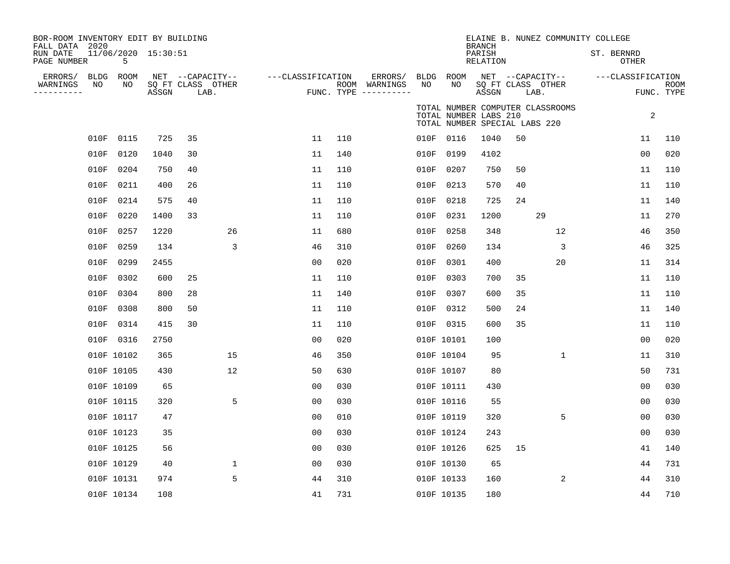BOR-ROOM INVENTORY EDIT BY BUILDING
FALL DATA 2020
RUN DATE 11/06/2020 15:30:51

ELAINE B. NUNEZ COMMUNITY COLLEGE
BRANCH
PARISH ST. BERNRD
RELATION OTHER

TOTAL NUMBER COMPUTER CLASSROOMS 2
TOTAL NUMBER LABS 210
TOTAL NUMBER SPECIAL LABS 220

| ERRORS/ WARNINGS | BLDG NO | ROOM NO | NET SQ FT ASSGN | CAPACITY CLASS | CAPACITY LAB. | CAPACITY OTHER | CLASSIFICATION FUNC. | ROOM TYPE | ERRORS/ WARNINGS | BLDG NO | ROOM NO | NET SQ FT ASSGN | CAPACITY CLASS | CAPACITY LAB. | CAPACITY OTHER | CLASSIFICATION FUNC. | ROOM TYPE |
|---|---|---|---|---|---|---|---|---|---|---|---|---|---|---|---|---|---|
| | 010F | 0115 | 725 | 35 | | | 11 | 110 | | 010F | 0116 | 1040 | 50 | | | 11 | 110 |
| | 010F | 0120 | 1040 | 30 | | | 11 | 140 | | 010F | 0199 | 4102 | | | | 00 | 020 |
| | 010F | 0204 | 750 | 40 | | | 11 | 110 | | 010F | 0207 | 750 | 50 | | | 11 | 110 |
| | 010F | 0211 | 400 | 26 | | | 11 | 110 | | 010F | 0213 | 570 | 40 | | | 11 | 110 |
| | 010F | 0214 | 575 | 40 | | | 11 | 110 | | 010F | 0218 | 725 | 24 | | | 11 | 140 |
| | 010F | 0220 | 1400 | 33 | | | 11 | 110 | | 010F | 0231 | 1200 | | 29 | | 11 | 270 |
| | 010F | 0257 | 1220 | | | 26 | 11 | 680 | | 010F | 0258 | 348 | | | 12 | 46 | 350 |
| | 010F | 0259 | 134 | | | 3 | 46 | 310 | | 010F | 0260 | 134 | | | 3 | 46 | 325 |
| | 010F | 0299 | 2455 | | | | 00 | 020 | | 010F | 0301 | 400 | | | 20 | 11 | 314 |
| | 010F | 0302 | 600 | 25 | | | 11 | 110 | | 010F | 0303 | 700 | 35 | | | 11 | 110 |
| | 010F | 0304 | 800 | 28 | | | 11 | 140 | | 010F | 0307 | 600 | 35 | | | 11 | 110 |
| | 010F | 0308 | 800 | 50 | | | 11 | 110 | | 010F | 0312 | 500 | 24 | | | 11 | 140 |
| | 010F | 0314 | 415 | 30 | | | 11 | 110 | | 010F | 0315 | 600 | 35 | | | 11 | 110 |
| | 010F | 0316 | 2750 | | | | 00 | 020 | | 010F | 10101 | 100 | | | | 00 | 020 |
| | 010F | 10102 | 365 | | | 15 | 46 | 350 | | 010F | 10104 | 95 | | | 1 | 11 | 310 |
| | 010F | 10105 | 430 | | | 12 | 50 | 630 | | 010F | 10107 | 80 | | | | 50 | 731 |
| | 010F | 10109 | 65 | | | | 00 | 030 | | 010F | 10111 | 430 | | | | 00 | 030 |
| | 010F | 10115 | 320 | | | 5 | 00 | 030 | | 010F | 10116 | 55 | | | | 00 | 030 |
| | 010F | 10117 | 47 | | | | 00 | 010 | | 010F | 10119 | 320 | | | 5 | 00 | 030 |
| | 010F | 10123 | 35 | | | | 00 | 030 | | 010F | 10124 | 243 | | | | 00 | 030 |
| | 010F | 10125 | 56 | | | | 00 | 030 | | 010F | 10126 | 625 | 15 | | | 41 | 140 |
| | 010F | 10129 | 40 | | | 1 | 00 | 030 | | 010F | 10130 | 65 | | | | 44 | 731 |
| | 010F | 10131 | 974 | | | 5 | 44 | 310 | | 010F | 10133 | 160 | | | 2 | 44 | 310 |
| | 010F | 10134 | 108 | | | | 41 | 731 | | 010F | 10135 | 180 | | | | 44 | 710 |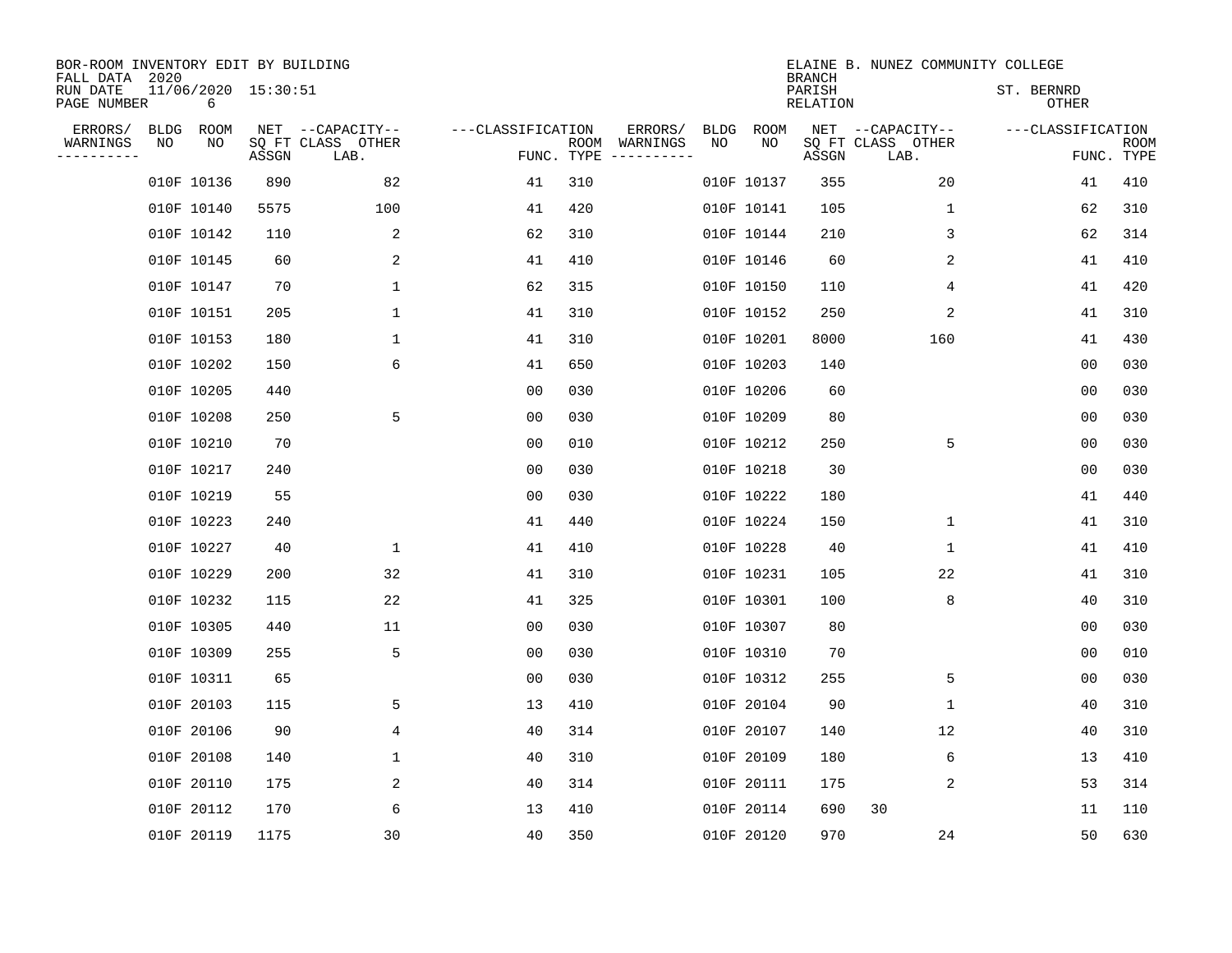BOR-ROOM INVENTORY EDIT BY BUILDING
FALL DATA 2020
RUN DATE 11/06/2020 15:30:51
PAGE NUMBER 6

ELAINE B. NUNEZ COMMUNITY COLLEGE
BRANCH
PARISH ST. BERNRD
RELATION OTHER

| ERRORS/ WARNINGS | BLDG NO | ROOM NO | NET SQ FT ASSGN | CAPACITY CLASS LAB. | CAPACITY OTHER | CLASSIFICATION FUNC. | ROOM TYPE | ERRORS/ WARNINGS | BLDG NO | ROOM NO | NET SQ FT ASSGN | CAPACITY CLASS LAB. | CAPACITY OTHER | CLASSIFICATION FUNC. | ROOM TYPE |
|---|---|---|---|---|---|---|---|---|---|---|---|---|---|---|---|
| | 010F | 10136 | 890 | | 82 | 41 | 310 | | 010F | 10137 | 355 | | 20 | 41 | 410 |
| | 010F | 10140 | 5575 | | 100 | 41 | 420 | | 010F | 10141 | 105 | | 1 | 62 | 310 |
| | 010F | 10142 | 110 | | 2 | 62 | 310 | | 010F | 10144 | 210 | | 3 | 62 | 314 |
| | 010F | 10145 | 60 | | 2 | 41 | 410 | | 010F | 10146 | 60 | | 2 | 41 | 410 |
| | 010F | 10147 | 70 | | 1 | 62 | 315 | | 010F | 10150 | 110 | | 4 | 41 | 420 |
| | 010F | 10151 | 205 | | 1 | 41 | 310 | | 010F | 10152 | 250 | | 2 | 41 | 310 |
| | 010F | 10153 | 180 | | 1 | 41 | 310 | | 010F | 10201 | 8000 | | 160 | 41 | 430 |
| | 010F | 10202 | 150 | | 6 | 41 | 650 | | 010F | 10203 | 140 | | | 00 | 030 |
| | 010F | 10205 | 440 | | | 00 | 030 | | 010F | 10206 | 60 | | | 00 | 030 |
| | 010F | 10208 | 250 | | 5 | 00 | 030 | | 010F | 10209 | 80 | | | 00 | 030 |
| | 010F | 10210 | 70 | | | 00 | 010 | | 010F | 10212 | 250 | | 5 | 00 | 030 |
| | 010F | 10217 | 240 | | | 00 | 030 | | 010F | 10218 | 30 | | | 00 | 030 |
| | 010F | 10219 | 55 | | | 00 | 030 | | 010F | 10222 | 180 | | | 41 | 440 |
| | 010F | 10223 | 240 | | | 41 | 440 | | 010F | 10224 | 150 | | 1 | 41 | 310 |
| | 010F | 10227 | 40 | | 1 | 41 | 410 | | 010F | 10228 | 40 | | 1 | 41 | 410 |
| | 010F | 10229 | 200 | | 32 | 41 | 310 | | 010F | 10231 | 105 | | 22 | 41 | 310 |
| | 010F | 10232 | 115 | | 22 | 41 | 325 | | 010F | 10301 | 100 | | 8 | 40 | 310 |
| | 010F | 10305 | 440 | | 11 | 00 | 030 | | 010F | 10307 | 80 | | | 00 | 030 |
| | 010F | 10309 | 255 | | 5 | 00 | 030 | | 010F | 10310 | 70 | | | 00 | 010 |
| | 010F | 10311 | 65 | | | 00 | 030 | | 010F | 10312 | 255 | | 5 | 00 | 030 |
| | 010F | 20103 | 115 | | 5 | 13 | 410 | | 010F | 20104 | 90 | | 1 | 40 | 310 |
| | 010F | 20106 | 90 | | 4 | 40 | 314 | | 010F | 20107 | 140 | | 12 | 40 | 310 |
| | 010F | 20108 | 140 | | 1 | 40 | 310 | | 010F | 20109 | 180 | | 6 | 13 | 410 |
| | 010F | 20110 | 175 | | 2 | 40 | 314 | | 010F | 20111 | 175 | | 2 | 53 | 314 |
| | 010F | 20112 | 170 | | 6 | 13 | 410 | | 010F | 20114 | 690 | 30 | | 11 | 110 |
| | 010F | 20119 | 1175 | | 30 | 40 | 350 | | 010F | 20120 | 970 | | 24 | 50 | 630 |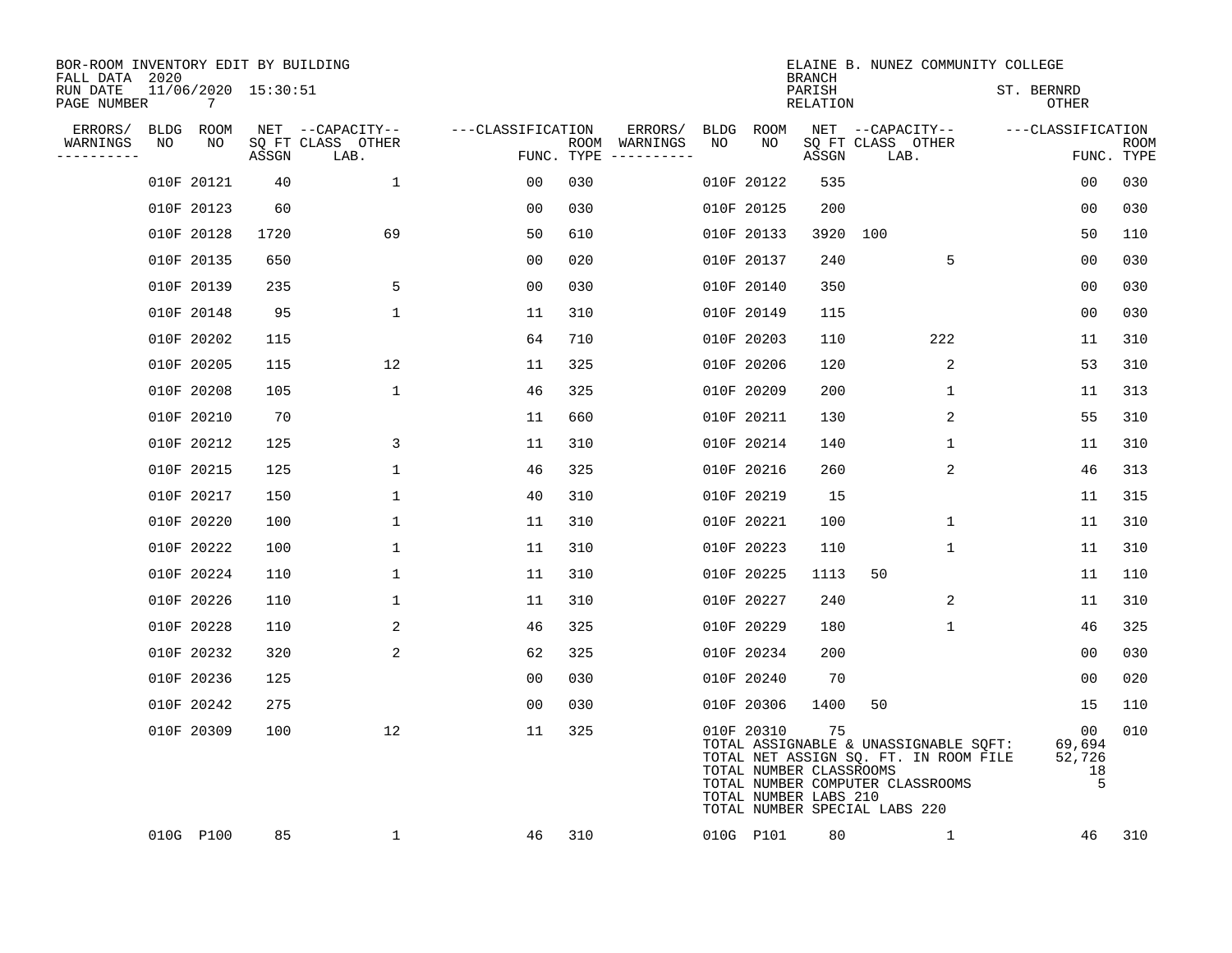BOR-ROOM INVENTORY EDIT BY BUILDING
FALL DATA 2020
RUN DATE 11/06/2020 15:30:51

ELAINE B. NUNEZ COMMUNITY COLLEGE
BRANCH
PARISH ST. BERNRD
RELATION OTHER

| ERRORS/ WARNINGS | BLDG NO | ROOM NO | NET SQ FT ASSGN | CAPACITY CLASS | CAPACITY LAB. | CAPACITY OTHER | CLASSIFICATION FUNC. | ROOM TYPE | ERRORS/ WARNINGS | BLDG NO | ROOM NO | NET SQ FT ASSGN | CAPACITY CLASS | CAPACITY LAB. | CAPACITY OTHER | CLASSIFICATION FUNC. | ROOM TYPE |
|---|---|---|---|---|---|---|---|---|---|---|---|---|---|---|---|---|---|
| | 010F | 20121 | 40 | | | 1 | 00 | 030 | | 010F | 20122 | 535 | | | | 00 | 030 |
| | 010F | 20123 | 60 | | | | 00 | 030 | | 010F | 20125 | 200 | | | | 00 | 030 |
| | 010F | 20128 | 1720 | | | 69 | 50 | 610 | | 010F | 20133 | 3920 | 100 | | | 50 | 110 |
| | 010F | 20135 | 650 | | | | 00 | 020 | | 010F | 20137 | 240 | | | 5 | 00 | 030 |
| | 010F | 20139 | 235 | | | 5 | 00 | 030 | | 010F | 20140 | 350 | | | | 00 | 030 |
| | 010F | 20148 | 95 | | | 1 | 11 | 310 | | 010F | 20149 | 115 | | | | 00 | 030 |
| | 010F | 20202 | 115 | | | | 64 | 710 | | 010F | 20203 | 110 | | | 222 | 11 | 310 |
| | 010F | 20205 | 115 | | | 12 | 11 | 325 | | 010F | 20206 | 120 | | | 2 | 53 | 310 |
| | 010F | 20208 | 105 | | | 1 | 46 | 325 | | 010F | 20209 | 200 | | | 1 | 11 | 313 |
| | 010F | 20210 | 70 | | | | 11 | 660 | | 010F | 20211 | 130 | | | 2 | 55 | 310 |
| | 010F | 20212 | 125 | | | 3 | 11 | 310 | | 010F | 20214 | 140 | | | 1 | 11 | 310 |
| | 010F | 20215 | 125 | | | 1 | 46 | 325 | | 010F | 20216 | 260 | | | 2 | 46 | 313 |
| | 010F | 20217 | 150 | | | 1 | 40 | 310 | | 010F | 20219 | 15 | | | | 11 | 315 |
| | 010F | 20220 | 100 | | | 1 | 11 | 310 | | 010F | 20221 | 100 | | | 1 | 11 | 310 |
| | 010F | 20222 | 100 | | | 1 | 11 | 310 | | 010F | 20223 | 110 | | | 1 | 11 | 310 |
| | 010F | 20224 | 110 | | | 1 | 11 | 310 | | 010F | 20225 | 1113 | 50 | | | 11 | 110 |
| | 010F | 20226 | 110 | | | 1 | 11 | 310 | | 010F | 20227 | 240 | | | 2 | 11 | 310 |
| | 010F | 20228 | 110 | | | 2 | 46 | 325 | | 010F | 20229 | 180 | | | 1 | 46 | 325 |
| | 010F | 20232 | 320 | | | 2 | 62 | 325 | | 010F | 20234 | 200 | | | | 00 | 030 |
| | 010F | 20236 | 125 | | | | 00 | 030 | | 010F | 20240 | 70 | | | | 00 | 020 |
| | 010F | 20242 | 275 | | | | 00 | 030 | | 010F | 20306 | 1400 | 50 | | | 15 | 110 |
| | 010F | 20309 | 100 | | | 12 | 11 | 325 | | 010F | 20310 | 75 | | | | 00 | 010 |
| | 010G | P100 | 85 | | | 1 | 46 | 310 | | 010G | P101 | 80 | | | 1 | 46 | 310 |

| | |
|---|---|
| TOTAL ASSIGNABLE & UNASSIGNABLE SQFT: | 69,694 |
| TOTAL NET ASSIGN SQ. FT. IN ROOM FILE | 52,726 |
| TOTAL NUMBER CLASSROOMS | 18 |
| TOTAL NUMBER COMPUTER CLASSROOMS | 5 |
| TOTAL NUMBER LABS 210 | |
| TOTAL NUMBER SPECIAL LABS 220 | |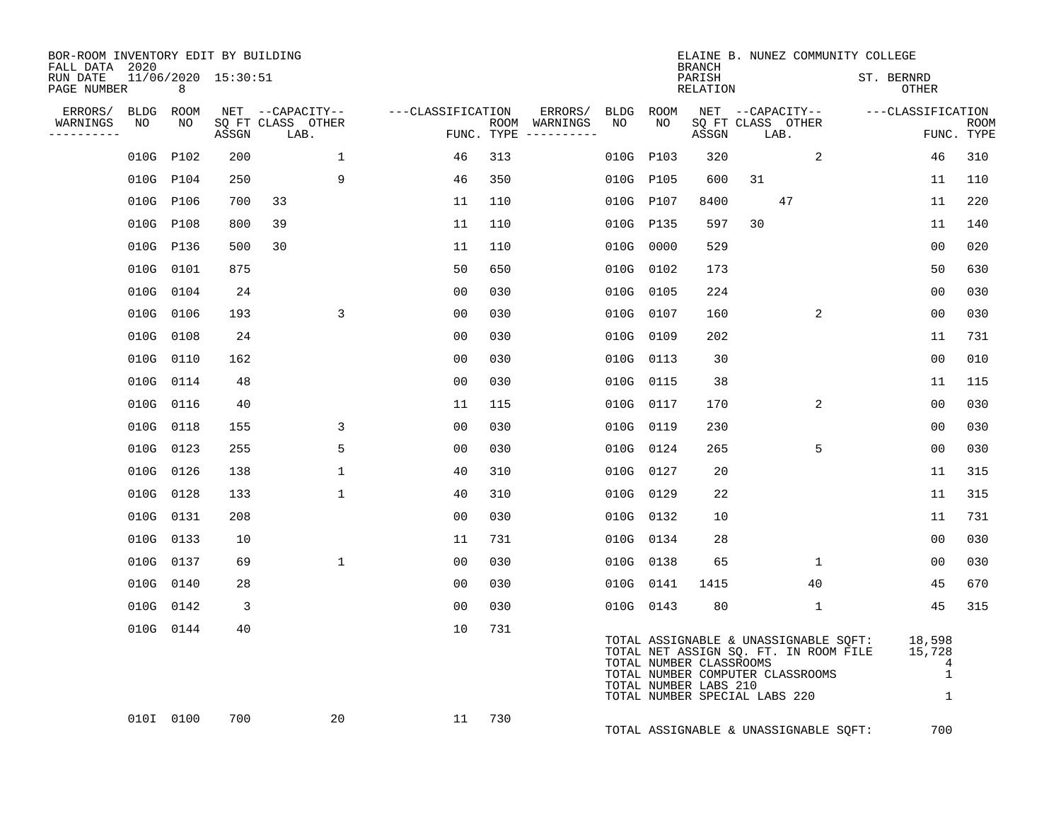BOR-ROOM INVENTORY EDIT BY BUILDING
FALL DATA 2020
RUN DATE 11/06/2020 15:30:51

ELAINE B. NUNEZ COMMUNITY COLLEGE
BRANCH
PARISH ST. BERNRD
RELATION OTHER

| ERRORS/ WARNINGS | BLDG NO | ROOM NO | NET SQ FT ASSGN | CAPACITY CLASS | CAPACITY LAB. | CAPACITY OTHER | CLASSIFICATION FUNC. | ROOM TYPE | ERRORS/ WARNINGS | BLDG NO | ROOM NO | NET SQ FT ASSGN | CAPACITY CLASS | CAPACITY LAB. | CAPACITY OTHER | CLASSIFICATION FUNC. | ROOM TYPE |
|---|---|---|---|---|---|---|---|---|---|---|---|---|---|---|---|---|---|
| | 010G | P102 | 200 | | | 1 | 46 | 313 | | 010G | P103 | 320 | | | 2 | 46 | 310 |
| | 010G | P104 | 250 | | | 9 | 46 | 350 | | 010G | P105 | 600 | 31 | | | 11 | 110 |
| | 010G | P106 | 700 | 33 | | | 11 | 110 | | 010G | P107 | 8400 | | 47 | | 11 | 220 |
| | 010G | P108 | 800 | 39 | | | 11 | 110 | | 010G | P135 | 597 | 30 | | | 11 | 140 |
| | 010G | P136 | 500 | 30 | | | 11 | 110 | | 010G | 0000 | 529 | | | | 00 | 020 |
| | 010G | 0101 | 875 | | | | 50 | 650 | | 010G | 0102 | 173 | | | | 50 | 630 |
| | 010G | 0104 | 24 | | | | 00 | 030 | | 010G | 0105 | 224 | | | | 00 | 030 |
| | 010G | 0106 | 193 | | | 3 | 00 | 030 | | 010G | 0107 | 160 | | | 2 | 00 | 030 |
| | 010G | 0108 | 24 | | | | 00 | 030 | | 010G | 0109 | 202 | | | | 11 | 731 |
| | 010G | 0110 | 162 | | | | 00 | 030 | | 010G | 0113 | 30 | | | | 00 | 010 |
| | 010G | 0114 | 48 | | | | 00 | 030 | | 010G | 0115 | 38 | | | | 11 | 115 |
| | 010G | 0116 | 40 | | | | 11 | 115 | | 010G | 0117 | 170 | | | 2 | 00 | 030 |
| | 010G | 0118 | 155 | | | 3 | 00 | 030 | | 010G | 0119 | 230 | | | | 00 | 030 |
| | 010G | 0123 | 255 | | | 5 | 00 | 030 | | 010G | 0124 | 265 | | | 5 | 00 | 030 |
| | 010G | 0126 | 138 | | | 1 | 40 | 310 | | 010G | 0127 | 20 | | | | 11 | 315 |
| | 010G | 0128 | 133 | | | 1 | 40 | 310 | | 010G | 0129 | 22 | | | | 11 | 315 |
| | 010G | 0131 | 208 | | | | 00 | 030 | | 010G | 0132 | 10 | | | | 11 | 731 |
| | 010G | 0133 | 10 | | | | 11 | 731 | | 010G | 0134 | 28 | | | | 00 | 030 |
| | 010G | 0137 | 69 | | | 1 | 00 | 030 | | 010G | 0138 | 65 | | | 1 | 00 | 030 |
| | 010G | 0140 | 28 | | | | 00 | 030 | | 010G | 0141 | 1415 | | | 40 | 45 | 670 |
| | 010G | 0142 | 3 | | | | 00 | 030 | | 010G | 0143 | 80 | | | 1 | 45 | 315 |
| | 010G | 0144 | 40 | | | | 10 | 731 | | | | | | | | | |

TOTAL ASSIGNABLE & UNASSIGNABLE SQFT: 18,598
TOTAL NET ASSIGN SQ. FT. IN ROOM FILE 15,728
TOTAL NUMBER CLASSROOMS 4
TOTAL NUMBER COMPUTER CLASSROOMS 1
TOTAL NUMBER LABS 210
TOTAL NUMBER SPECIAL LABS 220 1

| ERRORS/ WARNINGS | BLDG NO | ROOM NO | NET SQ FT ASSGN | CAPACITY CLASS | CAPACITY LAB. | CAPACITY OTHER | CLASSIFICATION FUNC. | ROOM TYPE |
|---|---|---|---|---|---|---|---|---|
| | 010I | 0100 | 700 | | | 20 | 11 | 730 |

TOTAL ASSIGNABLE & UNASSIGNABLE SQFT: 700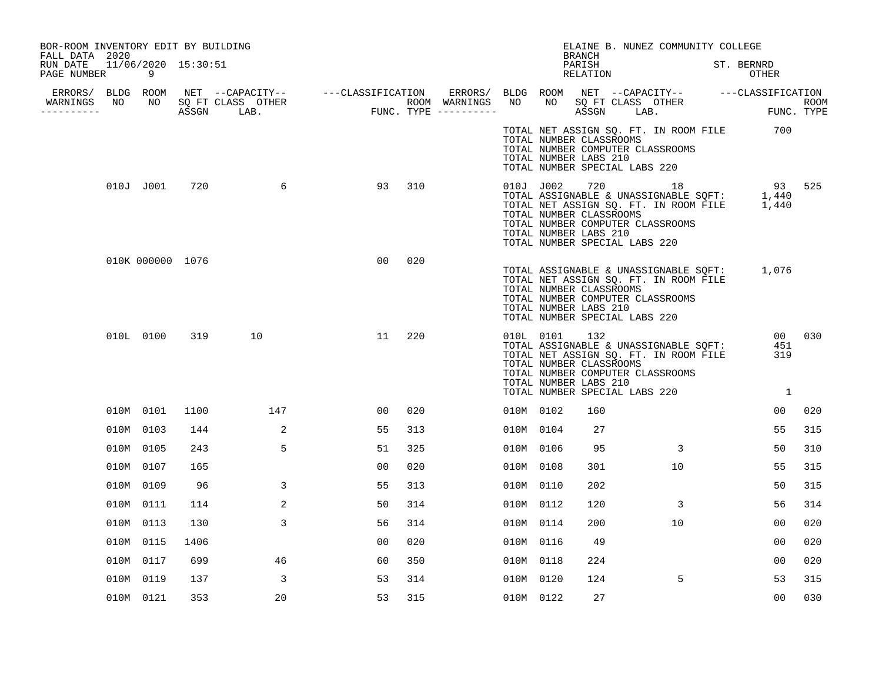BOR-ROOM INVENTORY EDIT BY BUILDING
FALL DATA 2020
RUN DATE 11/06/2020 15:30:51
PAGE NUMBER 9

ELAINE B. NUNEZ COMMUNITY COLLEGE
BRANCH
PARISH ST. BERNRD
RELATION OTHER

| ERRORS/ WARNINGS | BLDG NO | ROOM NO | NET SQ FT ASSGN | CAPACITY CLASS LAB. | CAPACITY OTHER | CLASSIFICATION FUNC. | ROOM TYPE | ERRORS/ WARNINGS | BLDG NO | ROOM NO | NET SQ FT ASSGN | CAPACITY CLASS LAB. | CAPACITY OTHER | CLASSIFICATION FUNC. | ROOM TYPE |
|---|---|---|---|---|---|---|---|---|---|---|---|---|---|---|---|
| | | | | | | | | | TOTAL NET ASSIGN SQ. FT. IN ROOM FILE | | | | | 700 | |
| | | | | | | | | | TOTAL NUMBER CLASSROOMS | | | | | | |
| | | | | | | | | | TOTAL NUMBER COMPUTER CLASSROOMS | | | | | | |
| | | | | | | | | | TOTAL NUMBER LABS 210 | | | | | | |
| | | | | | | | | | TOTAL NUMBER SPECIAL LABS 220 | | | | | | |
| | 010J | J001 | 720 | | 6 | 93 | 310 | | 010J | J002 | 720 | | 18 | 93 | 525 |
| | | | | | | | | | TOTAL ASSIGNABLE & UNASSIGNABLE SQFT: | | | | | 1,440 | |
| | | | | | | | | | TOTAL NET ASSIGN SQ. FT. IN ROOM FILE | | | | | 1,440 | |
| | | | | | | | | | TOTAL NUMBER CLASSROOMS | | | | | | |
| | | | | | | | | | TOTAL NUMBER COMPUTER CLASSROOMS | | | | | | |
| | | | | | | | | | TOTAL NUMBER LABS 210 | | | | | | |
| | | | | | | | | | TOTAL NUMBER SPECIAL LABS 220 | | | | | | |
| | 010K | 000000 | 1076 | | | 00 | 020 | | | | | | | | |
| | | | | | | | | | TOTAL ASSIGNABLE & UNASSIGNABLE SQFT: | | | | | 1,076 | |
| | | | | | | | | | TOTAL NET ASSIGN SQ. FT. IN ROOM FILE | | | | | | |
| | | | | | | | | | TOTAL NUMBER CLASSROOMS | | | | | | |
| | | | | | | | | | TOTAL NUMBER COMPUTER CLASSROOMS | | | | | | |
| | | | | | | | | | TOTAL NUMBER LABS 210 | | | | | | |
| | | | | | | | | | TOTAL NUMBER SPECIAL LABS 220 | | | | | | |
| | 010L | 0100 | 319 | 10 | | 11 | 220 | | 010L | 0101 | 132 | | | 00 | 030 |
| | | | | | | | | | TOTAL ASSIGNABLE & UNASSIGNABLE SQFT: | | | | | 451 | |
| | | | | | | | | | TOTAL NET ASSIGN SQ. FT. IN ROOM FILE | | | | | 319 | |
| | | | | | | | | | TOTAL NUMBER CLASSROOMS | | | | | | |
| | | | | | | | | | TOTAL NUMBER COMPUTER CLASSROOMS | | | | | | |
| | | | | | | | | | TOTAL NUMBER LABS 210 | | | | | | |
| | | | | | | | | | TOTAL NUMBER SPECIAL LABS 220 | | | | | 1 | |
| | 010M | 0101 | 1100 | | 147 | 00 | 020 | | 010M | 0102 | 160 | | | 00 | 020 |
| | 010M | 0103 | 144 | | 2 | 55 | 313 | | 010M | 0104 | 27 | | | 55 | 315 |
| | 010M | 0105 | 243 | | 5 | 51 | 325 | | 010M | 0106 | 95 | | 3 | 50 | 310 |
| | 010M | 0107 | 165 | | | 00 | 020 | | 010M | 0108 | 301 | | 10 | 55 | 315 |
| | 010M | 0109 | 96 | | 3 | 55 | 313 | | 010M | 0110 | 202 | | | 50 | 315 |
| | 010M | 0111 | 114 | | 2 | 50 | 314 | | 010M | 0112 | 120 | | 3 | 56 | 314 |
| | 010M | 0113 | 130 | | 3 | 56 | 314 | | 010M | 0114 | 200 | | 10 | 00 | 020 |
| | 010M | 0115 | 1406 | | | 00 | 020 | | 010M | 0116 | 49 | | | 00 | 020 |
| | 010M | 0117 | 699 | | 46 | 60 | 350 | | 010M | 0118 | 224 | | | 00 | 020 |
| | 010M | 0119 | 137 | | 3 | 53 | 314 | | 010M | 0120 | 124 | | 5 | 53 | 315 |
| | 010M | 0121 | 353 | | 20 | 53 | 315 | | 010M | 0122 | 27 | | | 00 | 030 |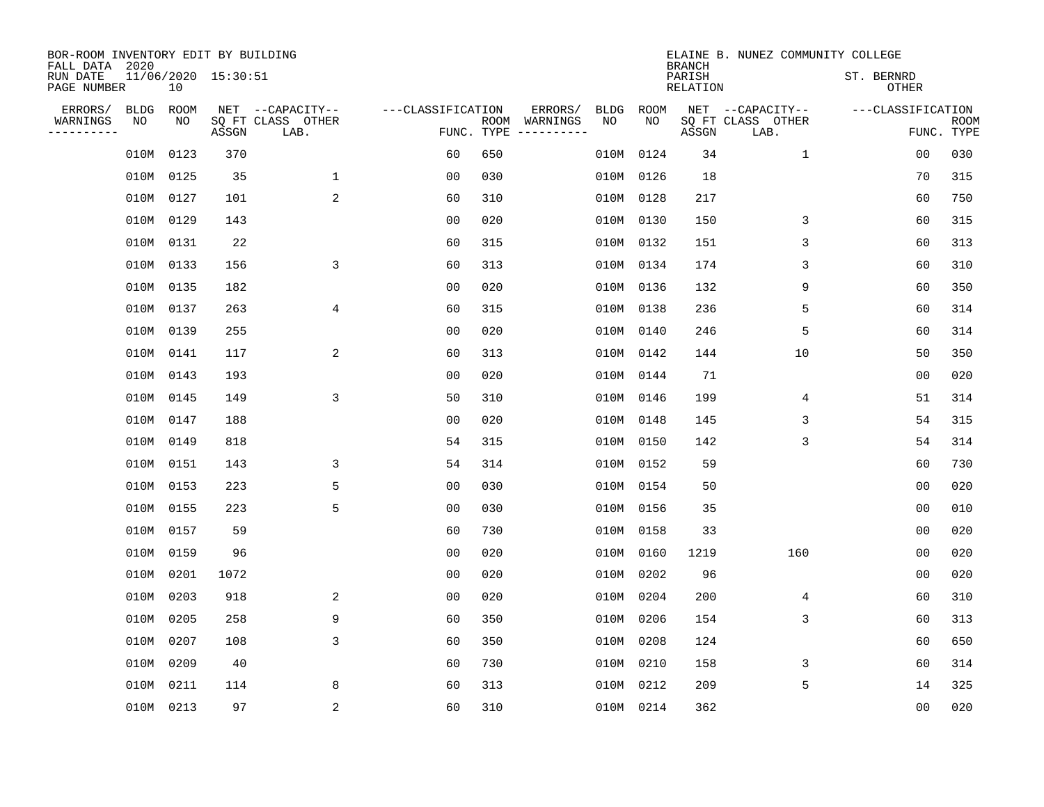BOR-ROOM INVENTORY EDIT BY BUILDING
FALL DATA 2020
RUN DATE 11/06/2020 15:30:51
PAGE NUMBER 10

ELAINE B. NUNEZ COMMUNITY COLLEGE
BRANCH
PARISH ST. BERNRD
RELATION OTHER

| ERRORS/ WARNINGS | BLDG NO | ROOM NO | NET SQ FT ASSGN | CAPACITY CLASS LAB. | CAPACITY OTHER | CLASSIFICATION FUNC. | ROOM TYPE | ERRORS/ WARNINGS | BLDG NO | ROOM NO | NET SQ FT ASSGN | CAPACITY CLASS LAB. | CAPACITY OTHER | CLASSIFICATION FUNC. | ROOM TYPE |
|---|---|---|---|---|---|---|---|---|---|---|---|---|---|---|---|
| | 010M | 0123 | 370 | | | 60 | 650 | | 010M | 0124 | 34 | | 1 | 00 | 030 |
| | 010M | 0125 | 35 | | 1 | 00 | 030 | | 010M | 0126 | 18 | | | 70 | 315 |
| | 010M | 0127 | 101 | | 2 | 60 | 310 | | 010M | 0128 | 217 | | | 60 | 750 |
| | 010M | 0129 | 143 | | | 00 | 020 | | 010M | 0130 | 150 | | 3 | 60 | 315 |
| | 010M | 0131 | 22 | | | 60 | 315 | | 010M | 0132 | 151 | | 3 | 60 | 313 |
| | 010M | 0133 | 156 | | 3 | 60 | 313 | | 010M | 0134 | 174 | | 3 | 60 | 310 |
| | 010M | 0135 | 182 | | | 00 | 020 | | 010M | 0136 | 132 | | 9 | 60 | 350 |
| | 010M | 0137 | 263 | | 4 | 60 | 315 | | 010M | 0138 | 236 | | 5 | 60 | 314 |
| | 010M | 0139 | 255 | | | 00 | 020 | | 010M | 0140 | 246 | | 5 | 60 | 314 |
| | 010M | 0141 | 117 | | 2 | 60 | 313 | | 010M | 0142 | 144 | | 10 | 50 | 350 |
| | 010M | 0143 | 193 | | | 00 | 020 | | 010M | 0144 | 71 | | | 00 | 020 |
| | 010M | 0145 | 149 | | 3 | 50 | 310 | | 010M | 0146 | 199 | | 4 | 51 | 314 |
| | 010M | 0147 | 188 | | | 00 | 020 | | 010M | 0148 | 145 | | 3 | 54 | 315 |
| | 010M | 0149 | 818 | | | 54 | 315 | | 010M | 0150 | 142 | | 3 | 54 | 314 |
| | 010M | 0151 | 143 | | 3 | 54 | 314 | | 010M | 0152 | 59 | | | 60 | 730 |
| | 010M | 0153 | 223 | | 5 | 00 | 030 | | 010M | 0154 | 50 | | | 00 | 020 |
| | 010M | 0155 | 223 | | 5 | 00 | 030 | | 010M | 0156 | 35 | | | 00 | 010 |
| | 010M | 0157 | 59 | | | 60 | 730 | | 010M | 0158 | 33 | | | 00 | 020 |
| | 010M | 0159 | 96 | | | 00 | 020 | | 010M | 0160 | 1219 | | 160 | 00 | 020 |
| | 010M | 0201 | 1072 | | | 00 | 020 | | 010M | 0202 | 96 | | | 00 | 020 |
| | 010M | 0203 | 918 | | 2 | 00 | 020 | | 010M | 0204 | 200 | | 4 | 60 | 310 |
| | 010M | 0205 | 258 | | 9 | 60 | 350 | | 010M | 0206 | 154 | | 3 | 60 | 313 |
| | 010M | 0207 | 108 | | 3 | 60 | 350 | | 010M | 0208 | 124 | | | 60 | 650 |
| | 010M | 0209 | 40 | | | 60 | 730 | | 010M | 0210 | 158 | | 3 | 60 | 314 |
| | 010M | 0211 | 114 | | 8 | 60 | 313 | | 010M | 0212 | 209 | | 5 | 14 | 325 |
| | 010M | 0213 | 97 | | 2 | 60 | 310 | | 010M | 0214 | 362 | | | 00 | 020 |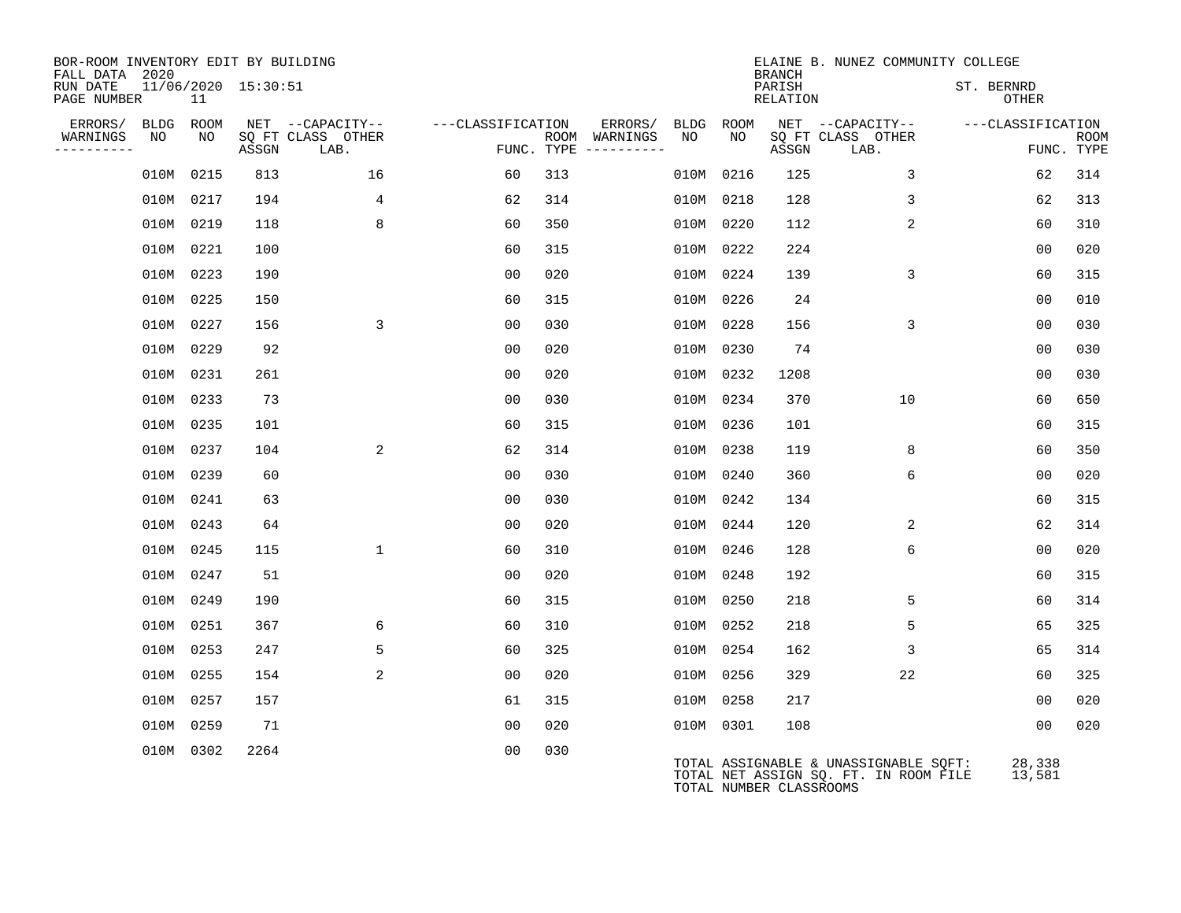BOR-ROOM INVENTORY EDIT BY BUILDING
FALL DATA 2020
RUN DATE 11/06/2020 15:30:51
PAGE NUMBER 11

ELAINE B. NUNEZ COMMUNITY COLLEGE
BRANCH
PARISH ST. BERNRD
RELATION OTHER

| ERRORS/ WARNINGS | BLDG NO | ROOM NO | NET SQ FT ASSGN | CAPACITY CLASS LAB. | CAPACITY OTHER | CLASSIFICATION FUNC. | ROOM TYPE | ERRORS/ WARNINGS | BLDG NO | ROOM NO | NET SQ FT ASSGN | CAPACITY CLASS LAB. | CAPACITY OTHER | CLASSIFICATION FUNC. | ROOM TYPE |
|---|---|---|---|---|---|---|---|---|---|---|---|---|---|---|---|
| | 010M | 0215 | 813 | | 16 | 60 | 313 | | 010M | 0216 | 125 | | 3 | 62 | 314 |
| | 010M | 0217 | 194 | | 4 | 62 | 314 | | 010M | 0218 | 128 | | 3 | 62 | 313 |
| | 010M | 0219 | 118 | | 8 | 60 | 350 | | 010M | 0220 | 112 | | 2 | 60 | 310 |
| | 010M | 0221 | 100 | | | 60 | 315 | | 010M | 0222 | 224 | | | 00 | 020 |
| | 010M | 0223 | 190 | | | 00 | 020 | | 010M | 0224 | 139 | | 3 | 60 | 315 |
| | 010M | 0225 | 150 | | | 60 | 315 | | 010M | 0226 | 24 | | | 00 | 010 |
| | 010M | 0227 | 156 | | 3 | 00 | 030 | | 010M | 0228 | 156 | | 3 | 00 | 030 |
| | 010M | 0229 | 92 | | | 00 | 020 | | 010M | 0230 | 74 | | | 00 | 030 |
| | 010M | 0231 | 261 | | | 00 | 020 | | 010M | 0232 | 1208 | | | 00 | 030 |
| | 010M | 0233 | 73 | | | 00 | 030 | | 010M | 0234 | 370 | | 10 | 60 | 650 |
| | 010M | 0235 | 101 | | | 60 | 315 | | 010M | 0236 | 101 | | | 60 | 315 |
| | 010M | 0237 | 104 | | 2 | 62 | 314 | | 010M | 0238 | 119 | | 8 | 60 | 350 |
| | 010M | 0239 | 60 | | | 00 | 030 | | 010M | 0240 | 360 | | 6 | 00 | 020 |
| | 010M | 0241 | 63 | | | 00 | 030 | | 010M | 0242 | 134 | | | 60 | 315 |
| | 010M | 0243 | 64 | | | 00 | 020 | | 010M | 0244 | 120 | | 2 | 62 | 314 |
| | 010M | 0245 | 115 | | 1 | 60 | 310 | | 010M | 0246 | 128 | | 6 | 00 | 020 |
| | 010M | 0247 | 51 | | | 00 | 020 | | 010M | 0248 | 192 | | | 60 | 315 |
| | 010M | 0249 | 190 | | | 60 | 315 | | 010M | 0250 | 218 | | 5 | 60 | 314 |
| | 010M | 0251 | 367 | | 6 | 60 | 310 | | 010M | 0252 | 218 | | 5 | 65 | 325 |
| | 010M | 0253 | 247 | | 5 | 60 | 325 | | 010M | 0254 | 162 | | 3 | 65 | 314 |
| | 010M | 0255 | 154 | | 2 | 00 | 020 | | 010M | 0256 | 329 | | 22 | 60 | 325 |
| | 010M | 0257 | 157 | | | 61 | 315 | | 010M | 0258 | 217 | | | 00 | 020 |
| | 010M | 0259 | 71 | | | 00 | 020 | | 010M | 0301 | 108 | | | 00 | 020 |
| | 010M | 0302 | 2264 | | | 00 | 030 | | | | | | | | |

TOTAL ASSIGNABLE & UNASSIGNABLE SQFT: 28,338
TOTAL NET ASSIGN SQ. FT. IN ROOM FILE 13,581
TOTAL NUMBER CLASSROOMS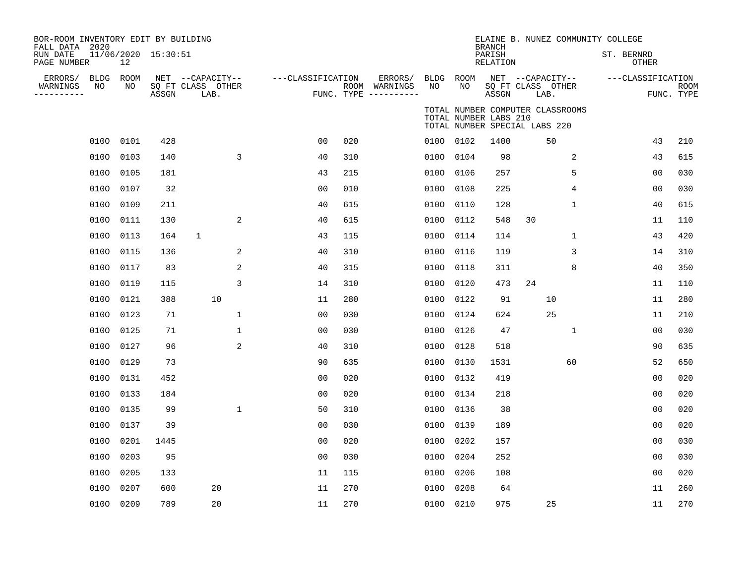BOR-ROOM INVENTORY EDIT BY BUILDING
FALL DATA 2020
RUN DATE 11/06/2020 15:30:51
PAGE NUMBER 12

ELAINE B. NUNEZ COMMUNITY COLLEGE
BRANCH
PARISH ST. BERNRD
RELATION OTHER

TOTAL NUMBER COMPUTER CLASSROOMS
TOTAL NUMBER LABS 210
TOTAL NUMBER SPECIAL LABS 220

| ERRORS/ WARNINGS | BLDG NO | ROOM NO | NET SQ FT ASSGN | CAPACITY CLASS | CAPACITY LAB. | CAPACITY OTHER | CLASSIFICATION FUNC. | ROOM TYPE | ERRORS/ WARNINGS | BLDG NO | ROOM NO | NET SQ FT ASSGN | CAPACITY CLASS | CAPACITY LAB. | CAPACITY OTHER | CLASSIFICATION FUNC. | ROOM TYPE |
|---|---|---|---|---|---|---|---|---|---|---|---|---|---|---|---|---|---|
| | 0100 | 0101 | 428 | | | | 00 | 020 | | 0100 | 0102 | 1400 | | 50 | | 43 | 210 |
| | 0100 | 0103 | 140 | | | 3 | 40 | 310 | | 0100 | 0104 | 98 | | | 2 | 43 | 615 |
| | 0100 | 0105 | 181 | | | | 43 | 215 | | 0100 | 0106 | 257 | | | 5 | 00 | 030 |
| | 0100 | 0107 | 32 | | | | 00 | 010 | | 0100 | 0108 | 225 | | | 4 | 00 | 030 |
| | 0100 | 0109 | 211 | | | | 40 | 615 | | 0100 | 0110 | 128 | | | 1 | 40 | 615 |
| | 0100 | 0111 | 130 | | | 2 | 40 | 615 | | 0100 | 0112 | 548 | 30 | | | 11 | 110 |
| | 0100 | 0113 | 164 | 1 | | | 43 | 115 | | 0100 | 0114 | 114 | | | 1 | 43 | 420 |
| | 0100 | 0115 | 136 | | | 2 | 40 | 310 | | 0100 | 0116 | 119 | | | 3 | 14 | 310 |
| | 0100 | 0117 | 83 | | | 2 | 40 | 315 | | 0100 | 0118 | 311 | | | 8 | 40 | 350 |
| | 0100 | 0119 | 115 | | | 3 | 14 | 310 | | 0100 | 0120 | 473 | 24 | | | 11 | 110 |
| | 0100 | 0121 | 388 | | 10 | | 11 | 280 | | 0100 | 0122 | 91 | | 10 | | 11 | 280 |
| | 0100 | 0123 | 71 | | | 1 | 00 | 030 | | 0100 | 0124 | 624 | | 25 | | 11 | 210 |
| | 0100 | 0125 | 71 | | | 1 | 00 | 030 | | 0100 | 0126 | 47 | | | 1 | 00 | 030 |
| | 0100 | 0127 | 96 | | | 2 | 40 | 310 | | 0100 | 0128 | 518 | | | | 90 | 635 |
| | 0100 | 0129 | 73 | | | | 90 | 635 | | 0100 | 0130 | 1531 | | | 60 | 52 | 650 |
| | 0100 | 0131 | 452 | | | | 00 | 020 | | 0100 | 0132 | 419 | | | | 00 | 020 |
| | 0100 | 0133 | 184 | | | | 00 | 020 | | 0100 | 0134 | 218 | | | | 00 | 020 |
| | 0100 | 0135 | 99 | | | 1 | 50 | 310 | | 0100 | 0136 | 38 | | | | 00 | 020 |
| | 0100 | 0137 | 39 | | | | 00 | 030 | | 0100 | 0139 | 189 | | | | 00 | 020 |
| | 0100 | 0201 | 1445 | | | | 00 | 020 | | 0100 | 0202 | 157 | | | | 00 | 030 |
| | 0100 | 0203 | 95 | | | | 00 | 030 | | 0100 | 0204 | 252 | | | | 00 | 030 |
| | 0100 | 0205 | 133 | | | | 11 | 115 | | 0100 | 0206 | 108 | | | | 00 | 020 |
| | 0100 | 0207 | 600 | | 20 | | 11 | 270 | | 0100 | 0208 | 64 | | | | 11 | 260 |
| | 0100 | 0209 | 789 | | 20 | | 11 | 270 | | 0100 | 0210 | 975 | | 25 | | 11 | 270 |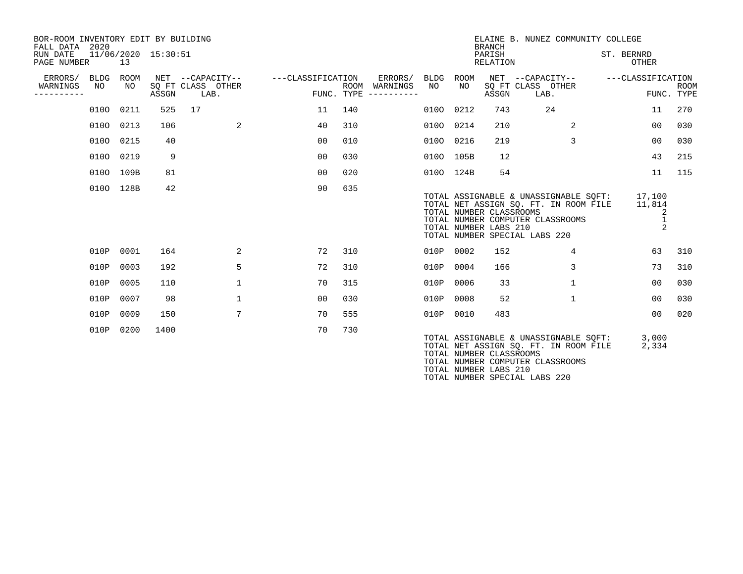BOR-ROOM INVENTORY EDIT BY BUILDING
FALL DATA 2020
RUN DATE 11/06/2020 15:30:51
PAGE NUMBER 13

ELAINE B. NUNEZ COMMUNITY COLLEGE
BRANCH
PARISH ST. BERNRD
RELATION OTHER

| ERRORS/ WARNINGS | BLDG NO | ROOM NO | NET SQ FT ASSGN | CAPACITY CLASS | CAPACITY OTHER LAB. | CLASSIFICATION FUNC. | ROOM TYPE | ERRORS/ WARNINGS | BLDG NO | ROOM NO | NET SQ FT ASSGN | CAPACITY CLASS | CAPACITY OTHER LAB. | CLASSIFICATION FUNC. | ROOM TYPE |
|---|---|---|---|---|---|---|---|---|---|---|---|---|---|---|---|
| | 010O | 0211 | 525 | 17 | | 11 | 140 | | 010O | 0212 | 743 | 24 | | 11 | 270 |
| | 010O | 0213 | 106 | | 2 | 40 | 310 | | 010O | 0214 | 210 | | 2 | 00 | 030 |
| | 010O | 0215 | 40 | | | 00 | 010 | | 010O | 0216 | 219 | | 3 | 00 | 030 |
| | 010O | 0219 | 9 | | | 00 | 030 | | 010O | 105B | 12 | | | 43 | 215 |
| | 010O | 109B | 81 | | | 00 | 020 | | 010O | 124B | 54 | | | 11 | 115 |
| | 010O | 128B | 42 | | | 90 | 635 | | | | | | | | |

TOTAL ASSIGNABLE & UNASSIGNABLE SQFT: 17,100
TOTAL NET ASSIGN SQ. FT. IN ROOM FILE 11,814
TOTAL NUMBER CLASSROOMS 2
TOTAL NUMBER COMPUTER CLASSROOMS 1
TOTAL NUMBER LABS 210 2
TOTAL NUMBER SPECIAL LABS 220

| ERRORS/ WARNINGS | BLDG NO | ROOM NO | NET SQ FT ASSGN | CAPACITY CLASS | CAPACITY OTHER LAB. | CLASSIFICATION FUNC. | ROOM TYPE | ERRORS/ WARNINGS | BLDG NO | ROOM NO | NET SQ FT ASSGN | CAPACITY CLASS | CAPACITY OTHER LAB. | CLASSIFICATION FUNC. | ROOM TYPE |
|---|---|---|---|---|---|---|---|---|---|---|---|---|---|---|---|
| | 010P | 0001 | 164 | | 2 | 72 | 310 | | 010P | 0002 | 152 | | 4 | 63 | 310 |
| | 010P | 0003 | 192 | | 5 | 72 | 310 | | 010P | 0004 | 166 | | 3 | 73 | 310 |
| | 010P | 0005 | 110 | | 1 | 70 | 315 | | 010P | 0006 | 33 | | 1 | 00 | 030 |
| | 010P | 0007 | 98 | | 1 | 00 | 030 | | 010P | 0008 | 52 | | 1 | 00 | 030 |
| | 010P | 0009 | 150 | | 7 | 70 | 555 | | 010P | 0010 | 483 | | | 00 | 020 |
| | 010P | 0200 | 1400 | | | 70 | 730 | | | | | | | | |

TOTAL ASSIGNABLE & UNASSIGNABLE SQFT: 3,000
TOTAL NET ASSIGN SQ. FT. IN ROOM FILE 2,334
TOTAL NUMBER CLASSROOMS
TOTAL NUMBER COMPUTER CLASSROOMS
TOTAL NUMBER LABS 210
TOTAL NUMBER SPECIAL LABS 220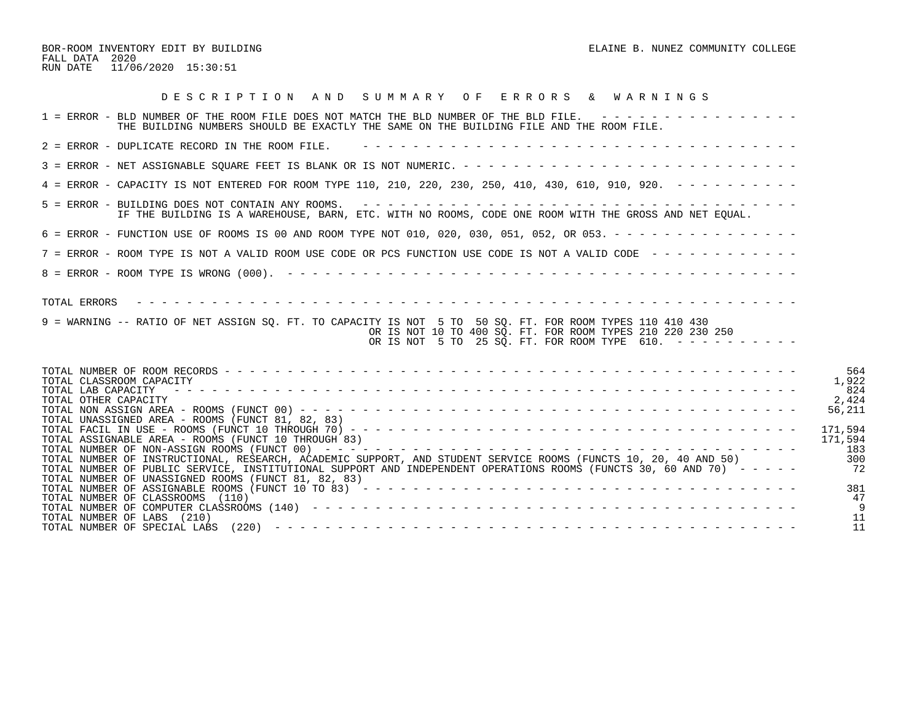BOR-ROOM INVENTORY EDIT BY BUILDING

ELAINE B. NUNEZ COMMUNITY COLLEGE

FALL DATA 2020

RUN DATE 11/06/2020 15:30:51

## D E S C R I P T I O N   A N D   S U M M A R Y   O F   E R R O R S   &   W A R N I N G S

1 = ERROR - BLD NUMBER OF THE ROOM FILE DOES NOT MATCH THE BLD NUMBER OF THE BLD FILE. THE BUILDING NUMBERS SHOULD BE EXACTLY THE SAME ON THE BUILDING FILE AND THE ROOM FILE.

2 = ERROR - DUPLICATE RECORD IN THE ROOM FILE.

3 = ERROR - NET ASSIGNABLE SQUARE FEET IS BLANK OR IS NOT NUMERIC.

4 = ERROR - CAPACITY IS NOT ENTERED FOR ROOM TYPE 110, 210, 220, 230, 250, 410, 430, 610, 910, 920.

5 = ERROR - BUILDING DOES NOT CONTAIN ANY ROOMS. IF THE BUILDING IS A WAREHOUSE, BARN, ETC. WITH NO ROOMS, CODE ONE ROOM WITH THE GROSS AND NET EQUAL.

6 = ERROR - FUNCTION USE OF ROOMS IS 00 AND ROOM TYPE NOT 010, 020, 030, 051, 052, OR 053.

7 = ERROR - ROOM TYPE IS NOT A VALID ROOM USE CODE OR PCS FUNCTION USE CODE IS NOT A VALID CODE

8 = ERROR - ROOM TYPE IS WRONG (000).

TOTAL ERRORS

9 = WARNING -- RATIO OF NET ASSIGN SQ. FT. TO CAPACITY IS NOT 5 TO 50 SQ. FT. FOR ROOM TYPES 110 410 430
OR IS NOT 10 TO 400 SQ. FT. FOR ROOM TYPES 210 220 230 250
OR IS NOT 5 TO 25 SQ. FT. FOR ROOM TYPE 610.

| | |
|---|---|
| TOTAL NUMBER OF ROOM RECORDS | 564 |
| TOTAL CLASSROOM CAPACITY | 1,922 |
| TOTAL LAB CAPACITY | 824 |
| TOTAL OTHER CAPACITY | 2,424 |
| TOTAL NON ASSIGN AREA - ROOMS (FUNCT 00) | 56,211 |
| TOTAL UNASSIGNED AREA - ROOMS (FUNCT 81, 82, 83) | |
| TOTAL FACIL IN USE - ROOMS (FUNCT 10 THROUGH 70) | 171,594 |
| TOTAL ASSIGNABLE AREA - ROOMS (FUNCT 10 THROUGH 83) | 171,594 |
| TOTAL NUMBER OF NON-ASSIGN ROOMS (FUNCT 00) | 183 |
| TOTAL NUMBER OF INSTRUCTIONAL, RESEARCH, ACADEMIC SUPPORT, AND STUDENT SERVICE ROOMS (FUNCTS 10, 20, 40 AND 50) | 300 |
| TOTAL NUMBER OF PUBLIC SERVICE, INSTITUTIONAL SUPPORT AND INDEPENDENT OPERATIONS ROOMS (FUNCTS 30, 60 AND 70) | 72 |
| TOTAL NUMBER OF UNASSIGNED ROOMS (FUNCT 81, 82, 83) | |
| TOTAL NUMBER OF ASSIGNABLE ROOMS (FUNCT 10 TO 83) | 381 |
| TOTAL NUMBER OF CLASSROOMS (110) | 47 |
| TOTAL NUMBER OF COMPUTER CLASSROOMS (140) | 9 |
| TOTAL NUMBER OF LABS (210) | 11 |
| TOTAL NUMBER OF SPECIAL LABS (220) | 11 |